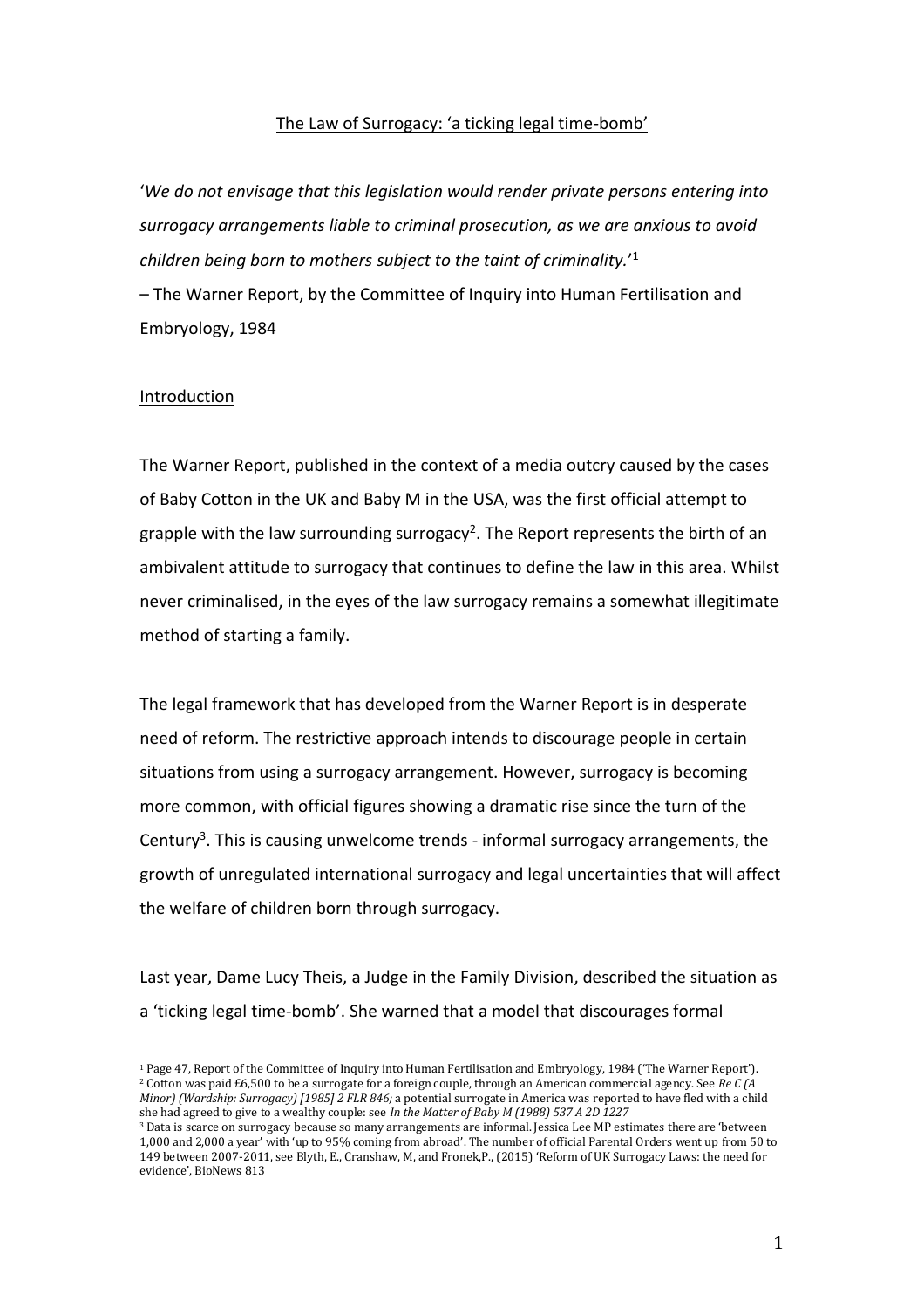# The Law of Surrogacy: 'a ticking legal time-bomb'

'*We do not envisage that this legislation would render private persons entering into surrogacy arrangements liable to criminal prosecution, as we are anxious to avoid children being born to mothers subject to the taint of criminality.*'[1]

– The Warner Report, by the Committee of Inquiry into Human Fertilisation and Embryology, 1984

## Introduction

The Warner Report, published in the context of a media outcry caused by the cases of Baby Cotton in the UK and Baby M in the USA, was the first official attempt to grapple with the law surrounding surrogacy[2]. The Report represents the birth of an ambivalent attitude to surrogacy that continues to define the law in this area. Whilst never criminalised, in the eyes of the law surrogacy remains a somewhat illegitimate method of starting a family.

The legal framework that has developed from the Warner Report is in desperate need of reform. The restrictive approach intends to discourage people in certain situations from using a surrogacy arrangement. However, surrogacy is becoming more common, with official figures showing a dramatic rise since the turn of the Century[3]. This is causing unwelcome trends - informal surrogacy arrangements, the growth of unregulated international surrogacy and legal uncertainties that will affect the welfare of children born through surrogacy.

Last year, Dame Lucy Theis, a Judge in the Family Division, described the situation as a 'ticking legal time-bomb'. She warned that a model that discourages formal

---

[1] Page 47, Report of the Committee of Inquiry into Human Fertilisation and Embryology, 1984 ('The Warner Report').

[2] Cotton was paid £6,500 to be a surrogate for a foreign couple, through an American commercial agency. See *Re C (A Minor) (Wardship: Surrogacy) [1985] 2 FLR 846;* a potential surrogate in America was reported to have fled with a child she had agreed to give to a wealthy couple: see *In the Matter of Baby M (1988) 537 A 2D 1227*

[3] Data is scarce on surrogacy because so many arrangements are informal. Jessica Lee MP estimates there are 'between 1,000 and 2,000 a year' with 'up to 95% coming from abroad'. The number of official Parental Orders went up from 50 to 149 between 2007-2011, see Blyth, E., Cranshaw, M, and Fronek,P., (2015) 'Reform of UK Surrogacy Laws: the need for evidence', BioNews 813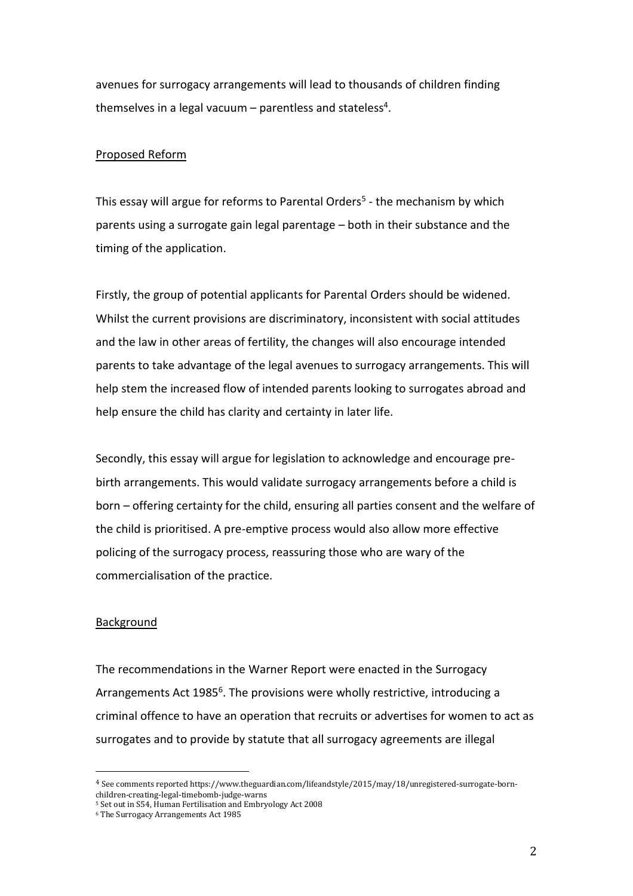avenues for surrogacy arrangements will lead to thousands of children finding themselves in a legal vacuum – parentless and stateless[4].

## Proposed Reform

This essay will argue for reforms to Parental Orders[5] - the mechanism by which parents using a surrogate gain legal parentage – both in their substance and the timing of the application.

Firstly, the group of potential applicants for Parental Orders should be widened. Whilst the current provisions are discriminatory, inconsistent with social attitudes and the law in other areas of fertility, the changes will also encourage intended parents to take advantage of the legal avenues to surrogacy arrangements. This will help stem the increased flow of intended parents looking to surrogates abroad and help ensure the child has clarity and certainty in later life.

Secondly, this essay will argue for legislation to acknowledge and encourage pre-birth arrangements. This would validate surrogacy arrangements before a child is born – offering certainty for the child, ensuring all parties consent and the welfare of the child is prioritised. A pre-emptive process would also allow more effective policing of the surrogacy process, reassuring those who are wary of the commercialisation of the practice.

## Background

The recommendations in the Warner Report were enacted in the Surrogacy Arrangements Act 1985[6]. The provisions were wholly restrictive, introducing a criminal offence to have an operation that recruits or advertises for women to act as surrogates and to provide by statute that all surrogacy agreements are illegal

---

[4] See comments reported https://www.theguardian.com/lifeandstyle/2015/may/18/unregistered-surrogate-born-children-creating-legal-timebomb-judge-warns

[5] Set out in S54, Human Fertilisation and Embryology Act 2008

[6] The Surrogacy Arrangements Act 1985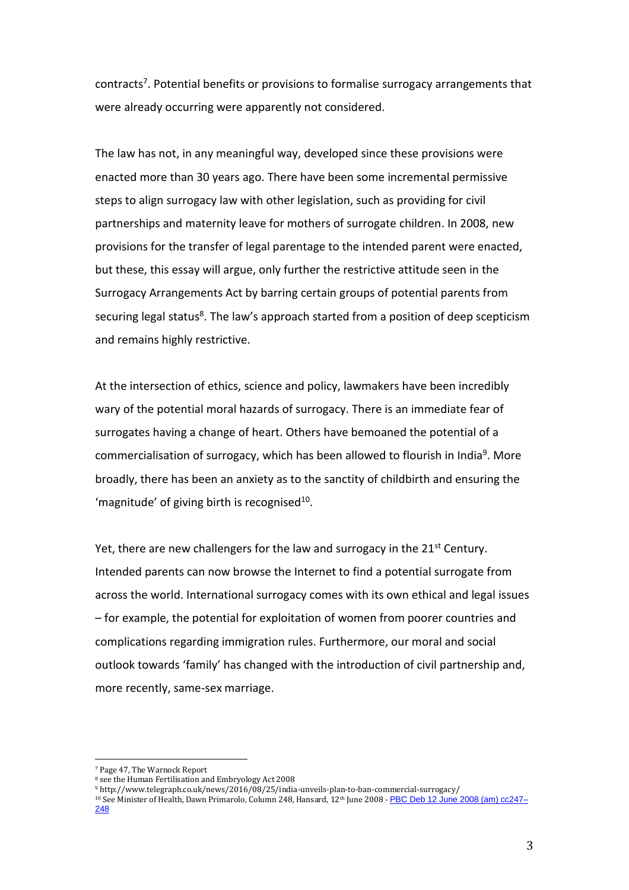contracts[7]. Potential benefits or provisions to formalise surrogacy arrangements that were already occurring were apparently not considered.

The law has not, in any meaningful way, developed since these provisions were enacted more than 30 years ago. There have been some incremental permissive steps to align surrogacy law with other legislation, such as providing for civil partnerships and maternity leave for mothers of surrogate children. In 2008, new provisions for the transfer of legal parentage to the intended parent were enacted, but these, this essay will argue, only further the restrictive attitude seen in the Surrogacy Arrangements Act by barring certain groups of potential parents from securing legal status[8]. The law's approach started from a position of deep scepticism and remains highly restrictive.

At the intersection of ethics, science and policy, lawmakers have been incredibly wary of the potential moral hazards of surrogacy. There is an immediate fear of surrogates having a change of heart. Others have bemoaned the potential of a commercialisation of surrogacy, which has been allowed to flourish in India[9]. More broadly, there has been an anxiety as to the sanctity of childbirth and ensuring the 'magnitude' of giving birth is recognised[10].

Yet, there are new challengers for the law and surrogacy in the 21st Century. Intended parents can now browse the Internet to find a potential surrogate from across the world. International surrogacy comes with its own ethical and legal issues – for example, the potential for exploitation of women from poorer countries and complications regarding immigration rules. Furthermore, our moral and social outlook towards 'family' has changed with the introduction of civil partnership and, more recently, same-sex marriage.

---

[7] Page 47, The Warnock Report

[8] see the Human Fertilisation and Embryology Act 2008

[9] http://www.telegraph.co.uk/news/2016/08/25/india-unveils-plan-to-ban-commercial-surrogacy/

[10] See Minister of Health, Dawn Primarolo, Column 248, Hansard, 12th June 2008 - PBC Deb 12 June 2008 (am) cc247–248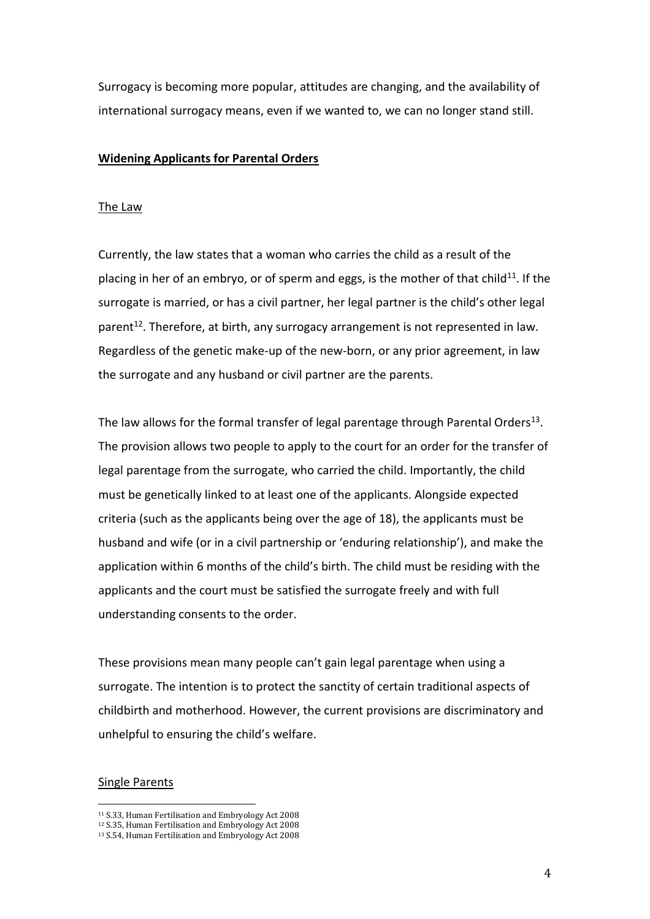Surrogacy is becoming more popular, attitudes are changing, and the availability of international surrogacy means, even if we wanted to, we can no longer stand still.

## **Widening Applicants for Parental Orders**

### The Law

Currently, the law states that a woman who carries the child as a result of the placing in her of an embryo, or of sperm and eggs, is the mother of that child[11]. If the surrogate is married, or has a civil partner, her legal partner is the child's other legal parent[12]. Therefore, at birth, any surrogacy arrangement is not represented in law. Regardless of the genetic make-up of the new-born, or any prior agreement, in law the surrogate and any husband or civil partner are the parents.

The law allows for the formal transfer of legal parentage through Parental Orders[13]. The provision allows two people to apply to the court for an order for the transfer of legal parentage from the surrogate, who carried the child. Importantly, the child must be genetically linked to at least one of the applicants. Alongside expected criteria (such as the applicants being over the age of 18), the applicants must be husband and wife (or in a civil partnership or 'enduring relationship'), and make the application within 6 months of the child's birth. The child must be residing with the applicants and the court must be satisfied the surrogate freely and with full understanding consents to the order.

These provisions mean many people can't gain legal parentage when using a surrogate. The intention is to protect the sanctity of certain traditional aspects of childbirth and motherhood. However, the current provisions are discriminatory and unhelpful to ensuring the child's welfare.

### Single Parents

---

[11] S.33, Human Fertilisation and Embryology Act 2008

[12] S.35, Human Fertilisation and Embryology Act 2008

[13] S.54, Human Fertilisation and Embryology Act 2008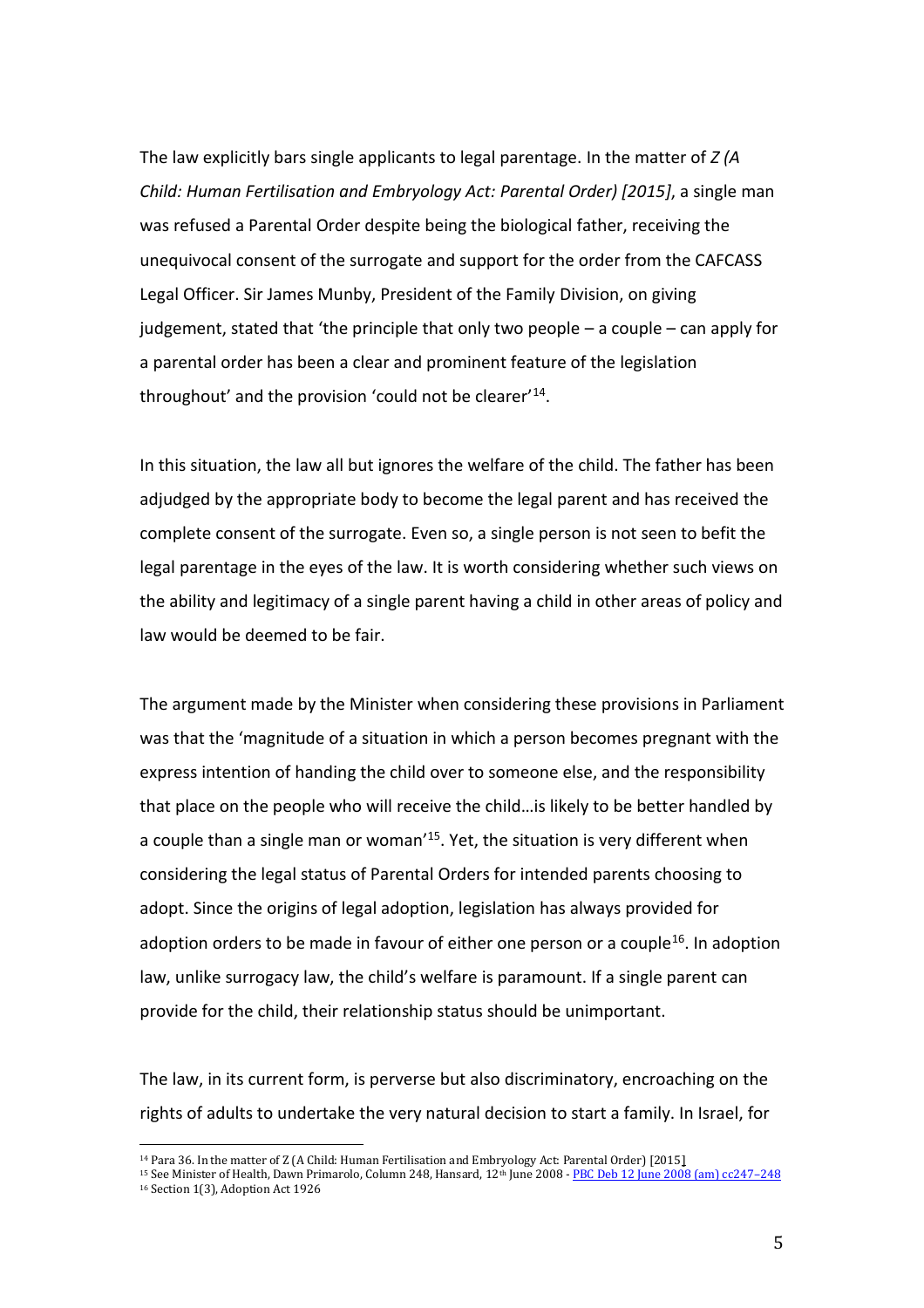The law explicitly bars single applicants to legal parentage. In the matter of *Z (A Child: Human Fertilisation and Embryology Act: Parental Order) [2015]*, a single man was refused a Parental Order despite being the biological father, receiving the unequivocal consent of the surrogate and support for the order from the CAFCASS Legal Officer. Sir James Munby, President of the Family Division, on giving judgement, stated that 'the principle that only two people – a couple – can apply for a parental order has been a clear and prominent feature of the legislation throughout' and the provision 'could not be clearer'[14].

In this situation, the law all but ignores the welfare of the child. The father has been adjudged by the appropriate body to become the legal parent and has received the complete consent of the surrogate. Even so, a single person is not seen to befit the legal parentage in the eyes of the law. It is worth considering whether such views on the ability and legitimacy of a single parent having a child in other areas of policy and law would be deemed to be fair.

The argument made by the Minister when considering these provisions in Parliament was that the 'magnitude of a situation in which a person becomes pregnant with the express intention of handing the child over to someone else, and the responsibility that place on the people who will receive the child…is likely to be better handled by a couple than a single man or woman'[15]. Yet, the situation is very different when considering the legal status of Parental Orders for intended parents choosing to adopt. Since the origins of legal adoption, legislation has always provided for adoption orders to be made in favour of either one person or a couple[16]. In adoption law, unlike surrogacy law, the child's welfare is paramount. If a single parent can provide for the child, their relationship status should be unimportant.

The law, in its current form, is perverse but also discriminatory, encroaching on the rights of adults to undertake the very natural decision to start a family. In Israel, for

---

[14] Para 36. In the matter of Z (A Child: Human Fertilisation and Embryology Act: Parental Order) [2015]

[15] See Minister of Health, Dawn Primarolo, Column 248, Hansard, 12th June 2008 - PBC Deb 12 June 2008 (am) cc247–248

[16] Section 1(3), Adoption Act 1926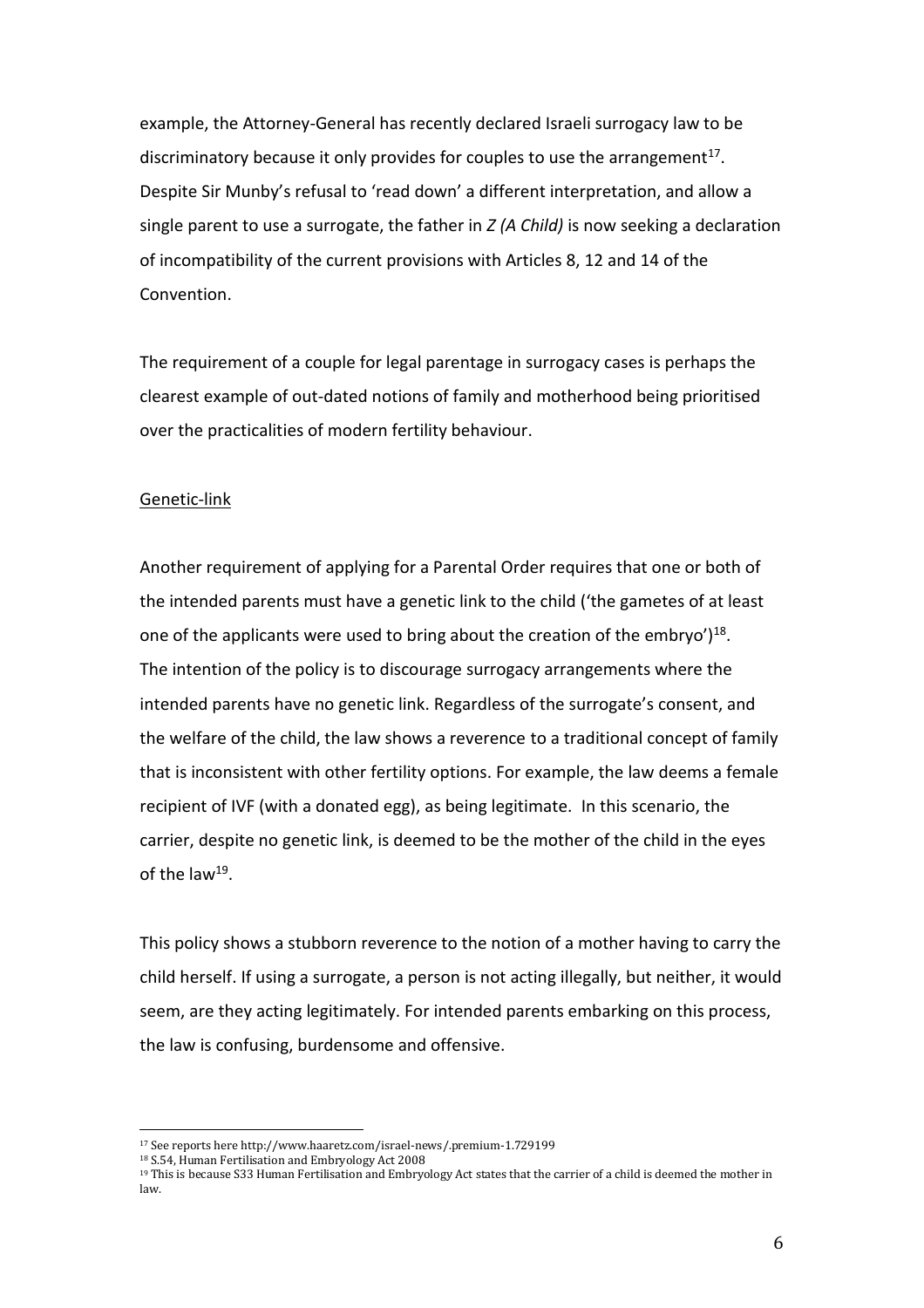example, the Attorney-General has recently declared Israeli surrogacy law to be discriminatory because it only provides for couples to use the arrangement[17]. Despite Sir Munby's refusal to 'read down' a different interpretation, and allow a single parent to use a surrogate, the father in *Z (A Child)* is now seeking a declaration of incompatibility of the current provisions with Articles 8, 12 and 14 of the Convention.

The requirement of a couple for legal parentage in surrogacy cases is perhaps the clearest example of out-dated notions of family and motherhood being prioritised over the practicalities of modern fertility behaviour.

<u>Genetic-link</u>

Another requirement of applying for a Parental Order requires that one or both of the intended parents must have a genetic link to the child ('the gametes of at least one of the applicants were used to bring about the creation of the embryo')[18]. The intention of the policy is to discourage surrogacy arrangements where the intended parents have no genetic link. Regardless of the surrogate's consent, and the welfare of the child, the law shows a reverence to a traditional concept of family that is inconsistent with other fertility options. For example, the law deems a female recipient of IVF (with a donated egg), as being legitimate. In this scenario, the carrier, despite no genetic link, is deemed to be the mother of the child in the eyes of the law[19].

This policy shows a stubborn reverence to the notion of a mother having to carry the child herself. If using a surrogate, a person is not acting illegally, but neither, it would seem, are they acting legitimately. For intended parents embarking on this process, the law is confusing, burdensome and offensive.

---

[17] See reports here http://www.haaretz.com/israel-news/.premium-1.729199

[18] S.54, Human Fertilisation and Embryology Act 2008

[19] This is because S33 Human Fertilisation and Embryology Act states that the carrier of a child is deemed the mother in law.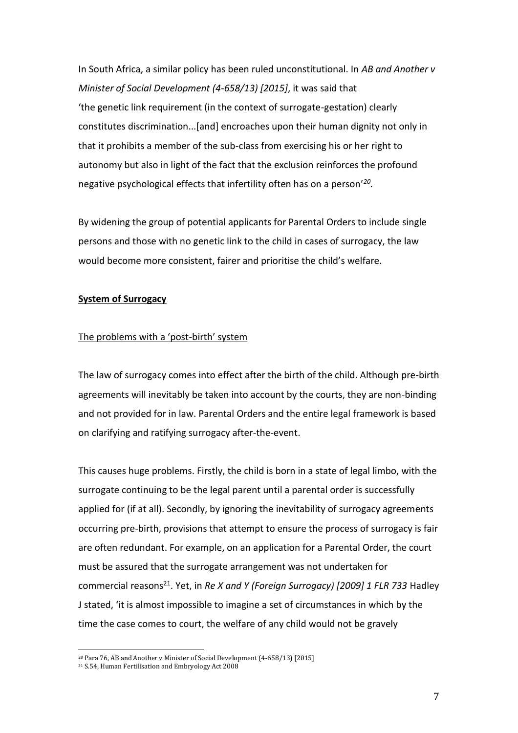In South Africa, a similar policy has been ruled unconstitutional. In *AB and Another v Minister of Social Development (4-658/13) [2015]*, it was said that 'the genetic link requirement (in the context of surrogate-gestation) clearly constitutes discrimination...[and] encroaches upon their human dignity not only in that it prohibits a member of the sub-class from exercising his or her right to autonomy but also in light of the fact that the exclusion reinforces the profound negative psychological effects that infertility often has on a person'[20].

By widening the group of potential applicants for Parental Orders to include single persons and those with no genetic link to the child in cases of surrogacy, the law would become more consistent, fairer and prioritise the child's welfare.

**System of Surrogacy**

The problems with a 'post-birth' system

The law of surrogacy comes into effect after the birth of the child. Although pre-birth agreements will inevitably be taken into account by the courts, they are non-binding and not provided for in law. Parental Orders and the entire legal framework is based on clarifying and ratifying surrogacy after-the-event.

This causes huge problems. Firstly, the child is born in a state of legal limbo, with the surrogate continuing to be the legal parent until a parental order is successfully applied for (if at all). Secondly, by ignoring the inevitability of surrogacy agreements occurring pre-birth, provisions that attempt to ensure the process of surrogacy is fair are often redundant. For example, on an application for a Parental Order, the court must be assured that the surrogate arrangement was not undertaken for commercial reasons[21]. Yet, in *Re X and Y (Foreign Surrogacy) [2009] 1 FLR 733* Hadley J stated, 'it is almost impossible to imagine a set of circumstances in which by the time the case comes to court, the welfare of any child would not be gravely

[20] Para 76, AB and Another v Minister of Social Development (4-658/13) [2015]

[21] S.54, Human Fertilisation and Embryology Act 2008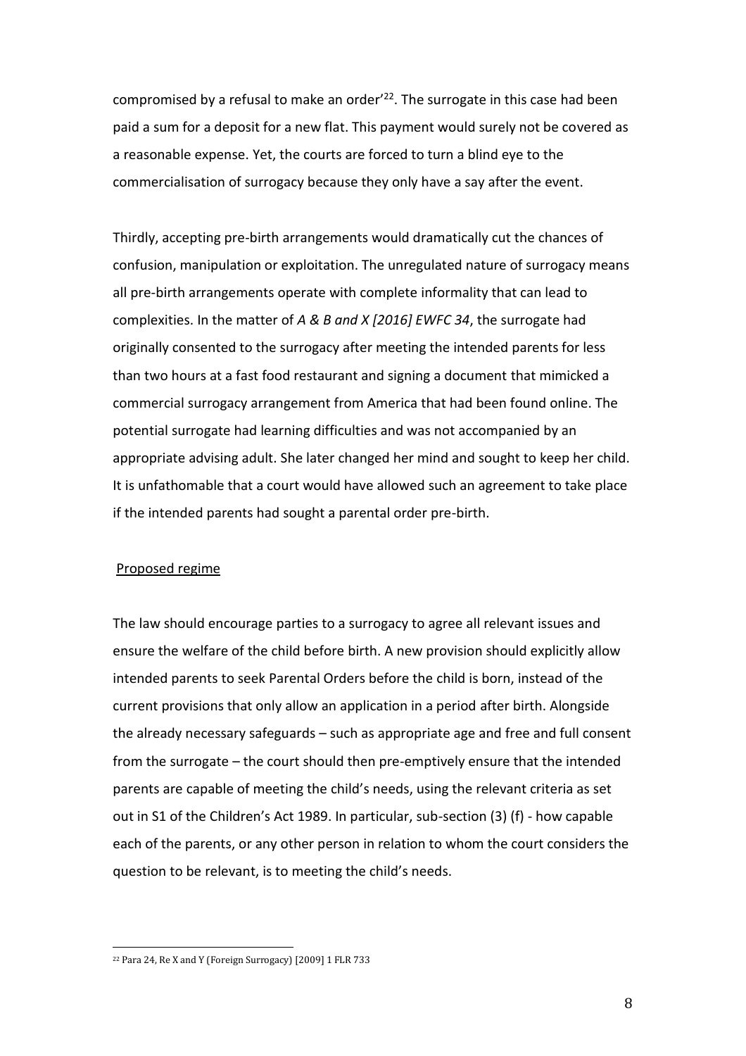compromised by a refusal to make an order'[22]. The surrogate in this case had been paid a sum for a deposit for a new flat. This payment would surely not be covered as a reasonable expense. Yet, the courts are forced to turn a blind eye to the commercialisation of surrogacy because they only have a say after the event.

Thirdly, accepting pre-birth arrangements would dramatically cut the chances of confusion, manipulation or exploitation. The unregulated nature of surrogacy means all pre-birth arrangements operate with complete informality that can lead to complexities. In the matter of *A & B and X [2016] EWFC 34*, the surrogate had originally consented to the surrogacy after meeting the intended parents for less than two hours at a fast food restaurant and signing a document that mimicked a commercial surrogacy arrangement from America that had been found online. The potential surrogate had learning difficulties and was not accompanied by an appropriate advising adult. She later changed her mind and sought to keep her child. It is unfathomable that a court would have allowed such an agreement to take place if the intended parents had sought a parental order pre-birth.

<u>Proposed regime</u>

The law should encourage parties to a surrogacy to agree all relevant issues and ensure the welfare of the child before birth. A new provision should explicitly allow intended parents to seek Parental Orders before the child is born, instead of the current provisions that only allow an application in a period after birth. Alongside the already necessary safeguards – such as appropriate age and free and full consent from the surrogate – the court should then pre-emptively ensure that the intended parents are capable of meeting the child's needs, using the relevant criteria as set out in S1 of the Children's Act 1989. In particular, sub-section (3) (f) - how capable each of the parents, or any other person in relation to whom the court considers the question to be relevant, is to meeting the child's needs.

---

[22] Para 24, Re X and Y (Foreign Surrogacy) [2009] 1 FLR 733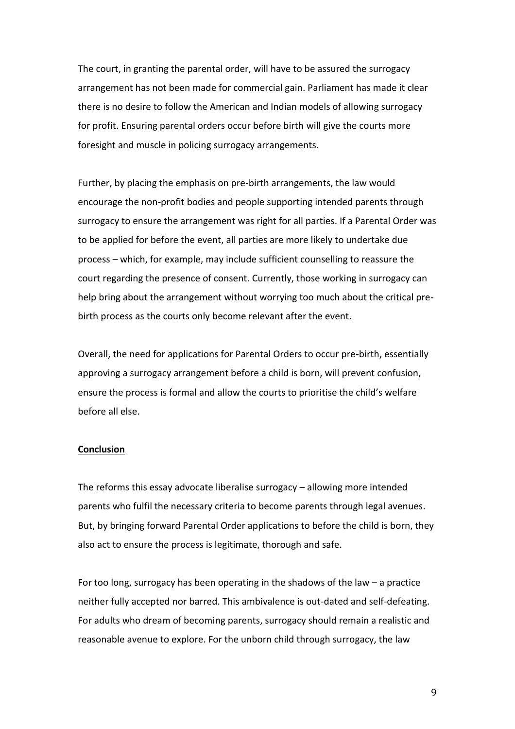The court, in granting the parental order, will have to be assured the surrogacy arrangement has not been made for commercial gain. Parliament has made it clear there is no desire to follow the American and Indian models of allowing surrogacy for profit. Ensuring parental orders occur before birth will give the courts more foresight and muscle in policing surrogacy arrangements.

Further, by placing the emphasis on pre-birth arrangements, the law would encourage the non-profit bodies and people supporting intended parents through surrogacy to ensure the arrangement was right for all parties. If a Parental Order was to be applied for before the event, all parties are more likely to undertake due process – which, for example, may include sufficient counselling to reassure the court regarding the presence of consent. Currently, those working in surrogacy can help bring about the arrangement without worrying too much about the critical pre-birth process as the courts only become relevant after the event.

Overall, the need for applications for Parental Orders to occur pre-birth, essentially approving a surrogacy arrangement before a child is born, will prevent confusion, ensure the process is formal and allow the courts to prioritise the child's welfare before all else.

## Conclusion

The reforms this essay advocate liberalise surrogacy – allowing more intended parents who fulfil the necessary criteria to become parents through legal avenues. But, by bringing forward Parental Order applications to before the child is born, they also act to ensure the process is legitimate, thorough and safe.

For too long, surrogacy has been operating in the shadows of the law – a practice neither fully accepted nor barred. This ambivalence is out-dated and self-defeating. For adults who dream of becoming parents, surrogacy should remain a realistic and reasonable avenue to explore. For the unborn child through surrogacy, the law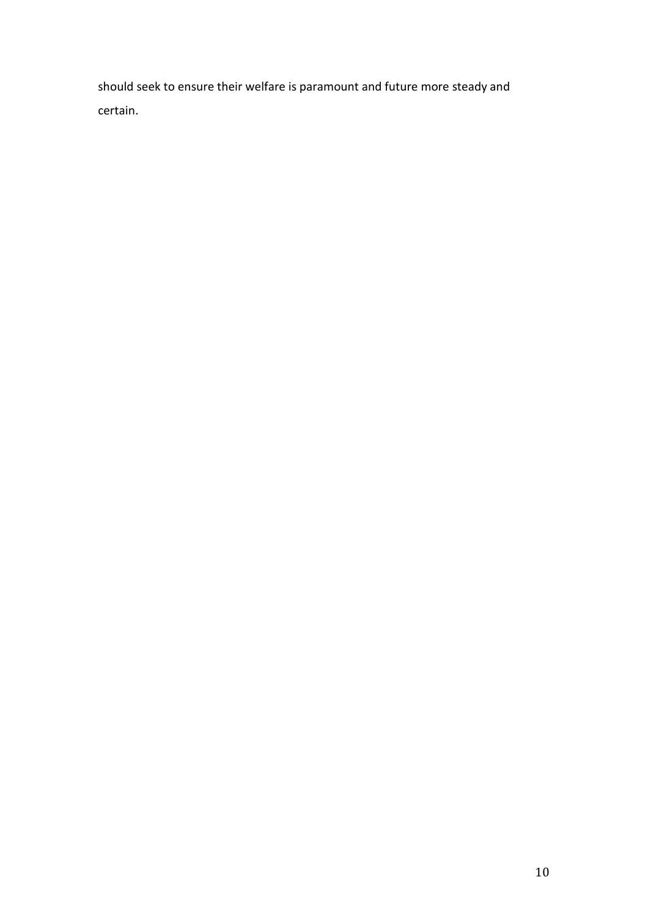should seek to ensure their welfare is paramount and future more steady and certain.